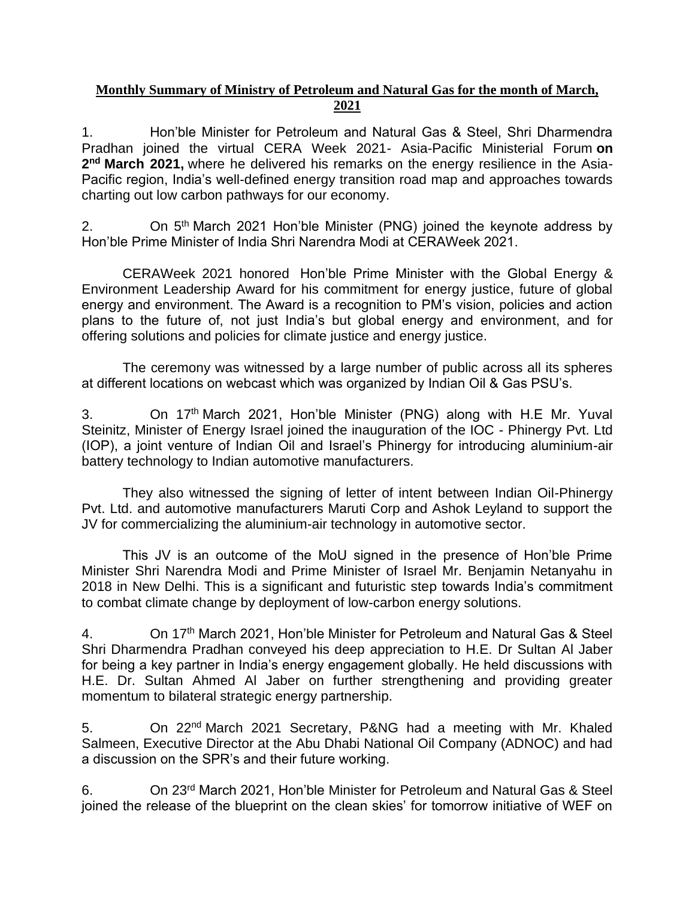**Monthly Summary of Ministry of Petroleum and Natural Gas for the month of March, 2021**

1. Hon'ble Minister for Petroleum and Natural Gas & Steel, Shri Dharmendra Pradhan joined the virtual CERA Week 2021- Asia-Pacific Ministerial Forum **on 2nd March 2021,** where he delivered his remarks on the energy resilience in the Asia-Pacific region, India's well-defined energy transition road map and approaches towards charting out low carbon pathways for our economy.

2. On 5th March 2021 Hon'ble Minister (PNG) joined the keynote address by Hon'ble Prime Minister of India Shri Narendra Modi at CERAWeek 2021.

CERAWeek 2021 honored Hon'ble Prime Minister with the Global Energy & Environment Leadership Award for his commitment for energy justice, future of global energy and environment. The Award is a recognition to PM's vision, policies and action plans to the future of, not just India's but global energy and environment, and for offering solutions and policies for climate justice and energy justice.

The ceremony was witnessed by a large number of public across all its spheres at different locations on webcast which was organized by Indian Oil & Gas PSU's.

3. On 17th March 2021, Hon'ble Minister (PNG) along with H.E Mr. Yuval Steinitz, Minister of Energy Israel joined the inauguration of the IOC - Phinergy Pvt. Ltd (IOP), a joint venture of Indian Oil and Israel's Phinergy for introducing aluminium-air battery technology to Indian automotive manufacturers.

They also witnessed the signing of letter of intent between Indian Oil-Phinergy Pvt. Ltd. and automotive manufacturers Maruti Corp and Ashok Leyland to support the JV for commercializing the aluminium-air technology in automotive sector.

This JV is an outcome of the MoU signed in the presence of Hon'ble Prime Minister Shri Narendra Modi and Prime Minister of Israel Mr. Benjamin Netanyahu in 2018 in New Delhi. This is a significant and futuristic step towards India's commitment to combat climate change by deployment of low-carbon energy solutions.

4. On 17th March 2021, Hon'ble Minister for Petroleum and Natural Gas & Steel Shri Dharmendra Pradhan conveyed his deep appreciation to H.E. Dr Sultan Al Jaber for being a key partner in India's energy engagement globally. He held discussions with H.E. Dr. Sultan Ahmed Al Jaber on further strengthening and providing greater momentum to bilateral strategic energy partnership.

5. On 22nd March 2021 Secretary, P&NG had a meeting with Mr. Khaled Salmeen, Executive Director at the Abu Dhabi National Oil Company (ADNOC) and had a discussion on the SPR's and their future working.

6. On 23rd March 2021, Hon'ble Minister for Petroleum and Natural Gas & Steel joined the release of the blueprint on the clean skies' for tomorrow initiative of WEF on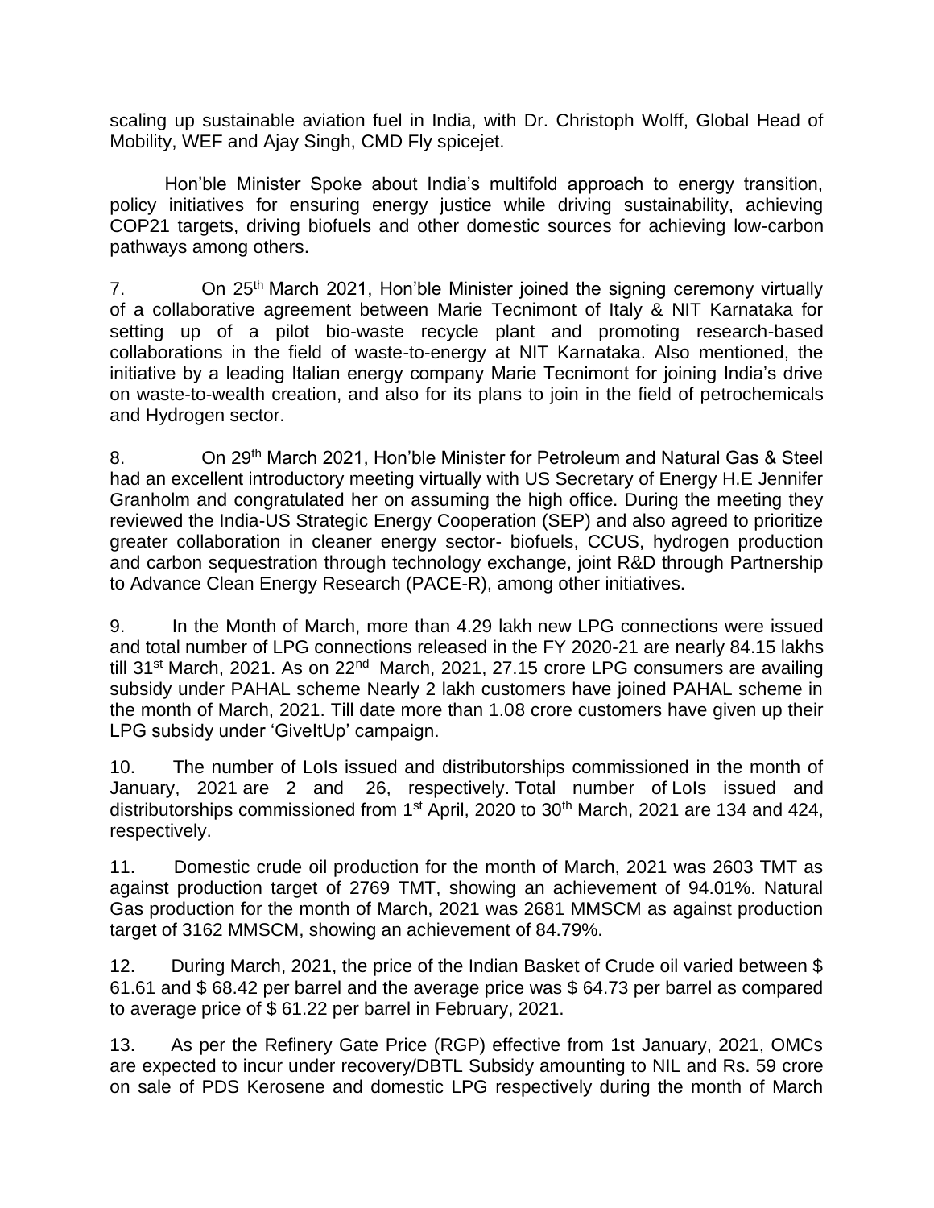scaling up sustainable aviation fuel in India, with Dr. Christoph Wolff, Global Head of Mobility, WEF and Ajay Singh, CMD Fly spicejet.

Hon'ble Minister Spoke about India's multifold approach to energy transition, policy initiatives for ensuring energy justice while driving sustainability, achieving COP21 targets, driving biofuels and other domestic sources for achieving low-carbon pathways among others.

7. On 25th March 2021, Hon'ble Minister joined the signing ceremony virtually of a collaborative agreement between Marie Tecnimont of Italy & NIT Karnataka for setting up of a pilot bio-waste recycle plant and promoting research-based collaborations in the field of waste-to-energy at NIT Karnataka. Also mentioned, the initiative by a leading Italian energy company Marie Tecnimont for joining India's drive on waste-to-wealth creation, and also for its plans to join in the field of petrochemicals and Hydrogen sector.

8. On 29th March 2021, Hon'ble Minister for Petroleum and Natural Gas & Steel had an excellent introductory meeting virtually with US Secretary of Energy H.E Jennifer Granholm and congratulated her on assuming the high office. During the meeting they reviewed the India-US Strategic Energy Cooperation (SEP) and also agreed to prioritize greater collaboration in cleaner energy sector- biofuels, CCUS, hydrogen production and carbon sequestration through technology exchange, joint R&D through Partnership to Advance Clean Energy Research (PACE-R), among other initiatives.

9. In the Month of March, more than 4.29 lakh new LPG connections were issued and total number of LPG connections released in the FY 2020-21 are nearly 84.15 lakhs till 31st March, 2021. As on 22nd March, 2021, 27.15 crore LPG consumers are availing subsidy under PAHAL scheme Nearly 2 lakh customers have joined PAHAL scheme in the month of March, 2021. Till date more than 1.08 crore customers have given up their LPG subsidy under 'GiveItUp' campaign.

10. The number of LoIs issued and distributorships commissioned in the month of January, 2021 are 2 and 26, respectively. Total number of LoIs issued and distributorships commissioned from 1st April, 2020 to 30th March, 2021 are 134 and 424, respectively.

11. Domestic crude oil production for the month of March, 2021 was 2603 TMT as against production target of 2769 TMT, showing an achievement of 94.01%. Natural Gas production for the month of March, 2021 was 2681 MMSCM as against production target of 3162 MMSCM, showing an achievement of 84.79%.

12. During March, 2021, the price of the Indian Basket of Crude oil varied between $ 61.61 and $ 68.42 per barrel and the average price was $ 64.73 per barrel as compared to average price of $ 61.22 per barrel in February, 2021.

13. As per the Refinery Gate Price (RGP) effective from 1st January, 2021, OMCs are expected to incur under recovery/DBTL Subsidy amounting to NIL and Rs. 59 crore on sale of PDS Kerosene and domestic LPG respectively during the month of March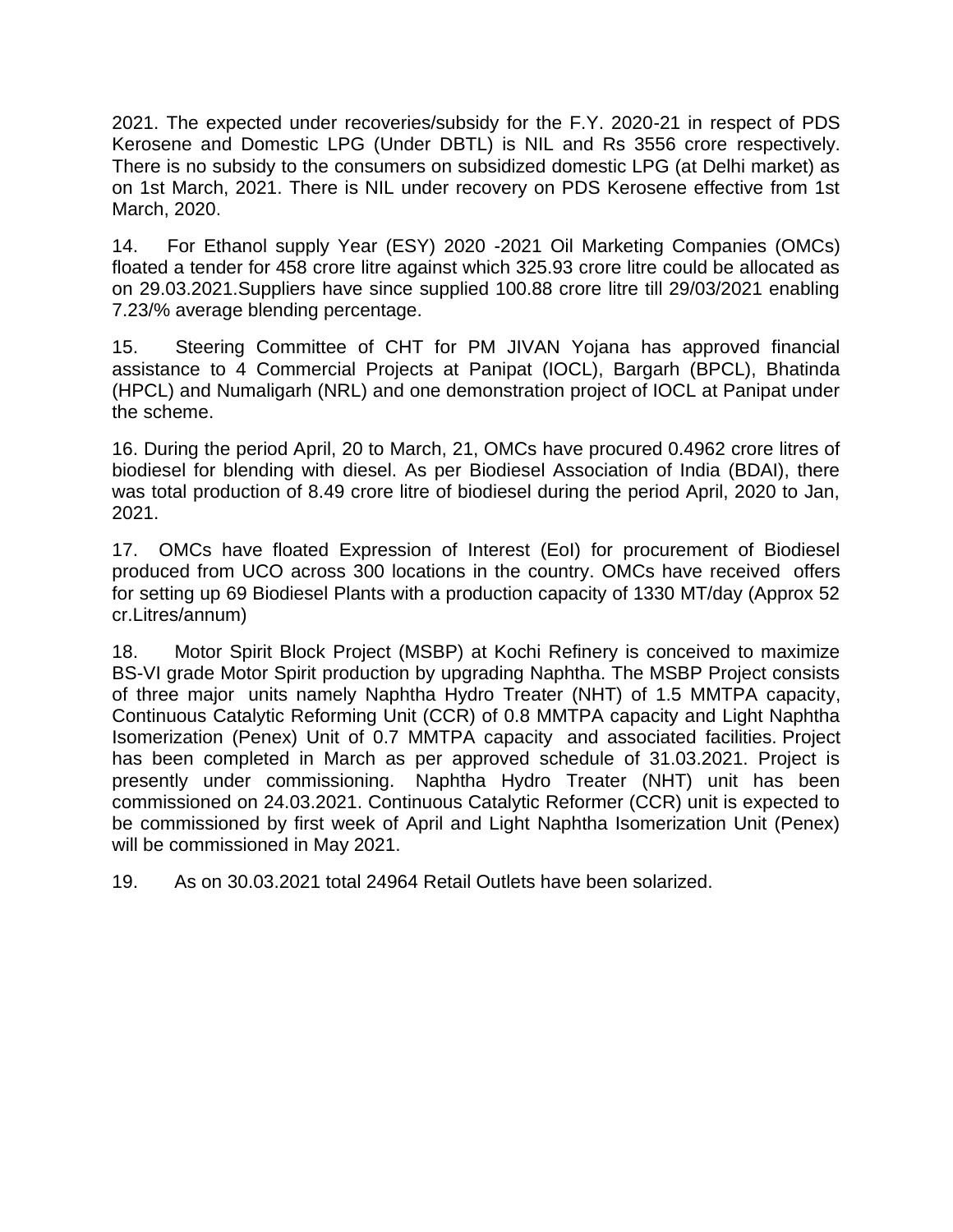2021. The expected under recoveries/subsidy for the F.Y. 2020-21 in respect of PDS Kerosene and Domestic LPG (Under DBTL) is NIL and Rs 3556 crore respectively. There is no subsidy to the consumers on subsidized domestic LPG (at Delhi market) as on 1st March, 2021. There is NIL under recovery on PDS Kerosene effective from 1st March, 2020.

14. For Ethanol supply Year (ESY) 2020 -2021 Oil Marketing Companies (OMCs) floated a tender for 458 crore litre against which 325.93 crore litre could be allocated as on 29.03.2021.Suppliers have since supplied 100.88 crore litre till 29/03/2021 enabling 7.23/% average blending percentage.

15. Steering Committee of CHT for PM JIVAN Yojana has approved financial assistance to 4 Commercial Projects at Panipat (IOCL), Bargarh (BPCL), Bhatinda (HPCL) and Numaligarh (NRL) and one demonstration project of IOCL at Panipat under the scheme.

16. During the period April, 20 to March, 21, OMCs have procured 0.4962 crore litres of biodiesel for blending with diesel. As per Biodiesel Association of India (BDAI), there was total production of 8.49 crore litre of biodiesel during the period April, 2020 to Jan, 2021.

17. OMCs have floated Expression of Interest (EoI) for procurement of Biodiesel produced from UCO across 300 locations in the country. OMCs have received offers for setting up 69 Biodiesel Plants with a production capacity of 1330 MT/day (Approx 52 cr.Litres/annum)

18. Motor Spirit Block Project (MSBP) at Kochi Refinery is conceived to maximize BS-VI grade Motor Spirit production by upgrading Naphtha. The MSBP Project consists of three major units namely Naphtha Hydro Treater (NHT) of 1.5 MMTPA capacity, Continuous Catalytic Reforming Unit (CCR) of 0.8 MMTPA capacity and Light Naphtha Isomerization (Penex) Unit of 0.7 MMTPA capacity and associated facilities. Project has been completed in March as per approved schedule of 31.03.2021. Project is presently under commissioning. Naphtha Hydro Treater (NHT) unit has been commissioned on 24.03.2021. Continuous Catalytic Reformer (CCR) unit is expected to be commissioned by first week of April and Light Naphtha Isomerization Unit (Penex) will be commissioned in May 2021.

19. As on 30.03.2021 total 24964 Retail Outlets have been solarized.